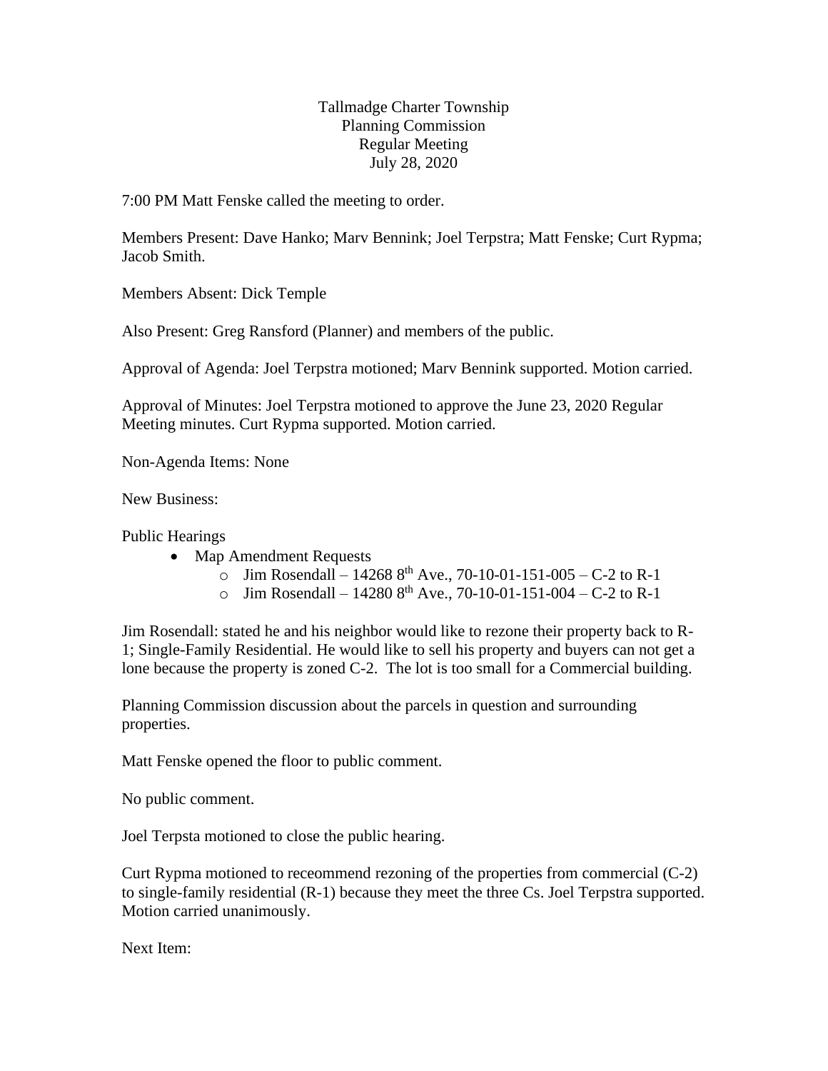Tallmadge Charter Township
Planning Commission
Regular Meeting
July 28, 2020

7:00 PM Matt Fenske called the meeting to order.

Members Present: Dave Hanko; Marv Bennink; Joel Terpstra; Matt Fenske; Curt Rypma; Jacob Smith.

Members Absent: Dick Temple

Also Present: Greg Ransford (Planner) and members of the public.

Approval of Agenda: Joel Terpstra motioned; Marv Bennink supported. Motion carried.

Approval of Minutes: Joel Terpstra motioned to approve the June 23, 2020 Regular Meeting minutes. Curt Rypma supported. Motion carried.

Non-Agenda Items: None

New Business:

Public Hearings

- Map Amendment Requests
  - Jim Rosendall – 14268 8th Ave., 70-10-01-151-005 – C-2 to R-1
  - Jim Rosendall – 14280 8th Ave., 70-10-01-151-004 – C-2 to R-1

Jim Rosendall: stated he and his neighbor would like to rezone their property back to R-1; Single-Family Residential. He would like to sell his property and buyers can not get a lone because the property is zoned C-2. The lot is too small for a Commercial building.

Planning Commission discussion about the parcels in question and surrounding properties.

Matt Fenske opened the floor to public comment.

No public comment.

Joel Terpsta motioned to close the public hearing.

Curt Rypma motioned to receommend rezoning of the properties from commercial (C-2) to single-family residential (R-1) because they meet the three Cs. Joel Terpstra supported. Motion carried unanimously.

Next Item: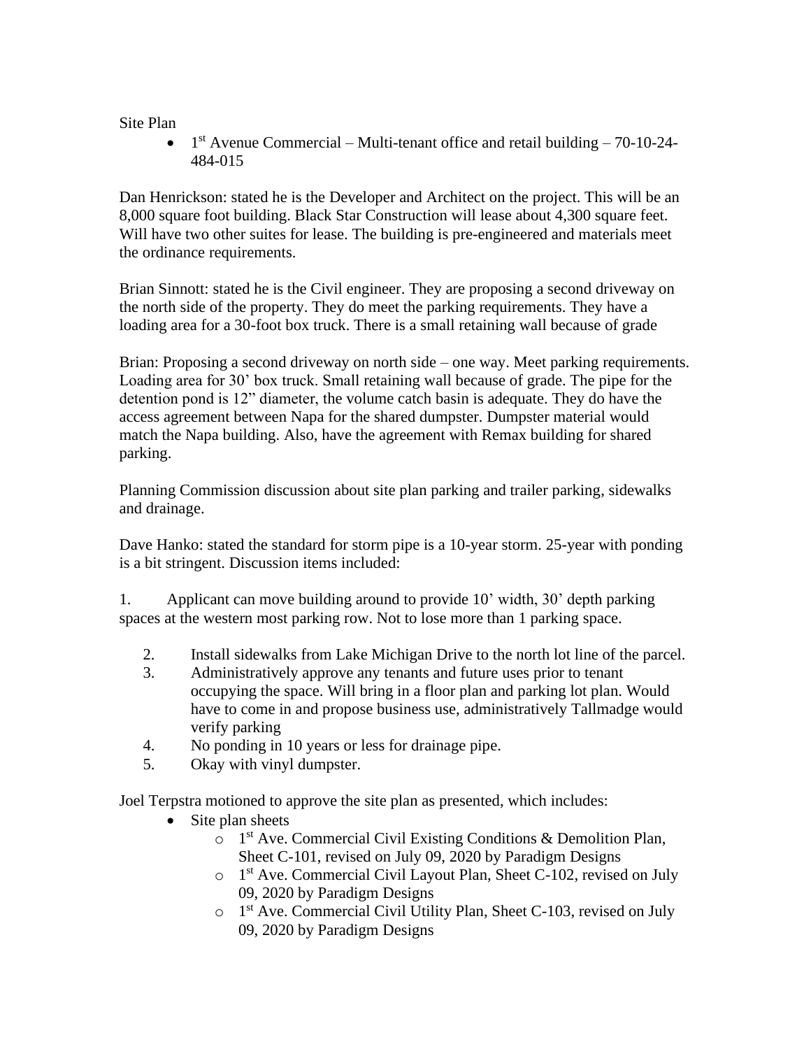Site Plan

- 1st Avenue Commercial – Multi-tenant office and retail building – 70-10-24-484-015

Dan Henrickson: stated he is the Developer and Architect on the project. This will be an 8,000 square foot building. Black Star Construction will lease about 4,300 square feet. Will have two other suites for lease. The building is pre-engineered and materials meet the ordinance requirements.

Brian Sinnott: stated he is the Civil engineer. They are proposing a second driveway on the north side of the property. They do meet the parking requirements. They have a loading area for a 30-foot box truck. There is a small retaining wall because of grade

Brian: Proposing a second driveway on north side – one way. Meet parking requirements. Loading area for 30' box truck. Small retaining wall because of grade. The pipe for the detention pond is 12" diameter, the volume catch basin is adequate. They do have the access agreement between Napa for the shared dumpster. Dumpster material would match the Napa building. Also, have the agreement with Remax building for shared parking.

Planning Commission discussion about site plan parking and trailer parking, sidewalks and drainage.

Dave Hanko: stated the standard for storm pipe is a 10-year storm. 25-year with ponding is a bit stringent. Discussion items included:

1. Applicant can move building around to provide 10' width, 30' depth parking spaces at the western most parking row. Not to lose more than 1 parking space.
2. Install sidewalks from Lake Michigan Drive to the north lot line of the parcel.
3. Administratively approve any tenants and future uses prior to tenant occupying the space. Will bring in a floor plan and parking lot plan. Would have to come in and propose business use, administratively Tallmadge would verify parking
4. No ponding in 10 years or less for drainage pipe.
5. Okay with vinyl dumpster.

Joel Terpstra motioned to approve the site plan as presented, which includes:

- Site plan sheets
  - 1st Ave. Commercial Civil Existing Conditions & Demolition Plan, Sheet C-101, revised on July 09, 2020 by Paradigm Designs
  - 1st Ave. Commercial Civil Layout Plan, Sheet C-102, revised on July 09, 2020 by Paradigm Designs
  - 1st Ave. Commercial Civil Utility Plan, Sheet C-103, revised on July 09, 2020 by Paradigm Designs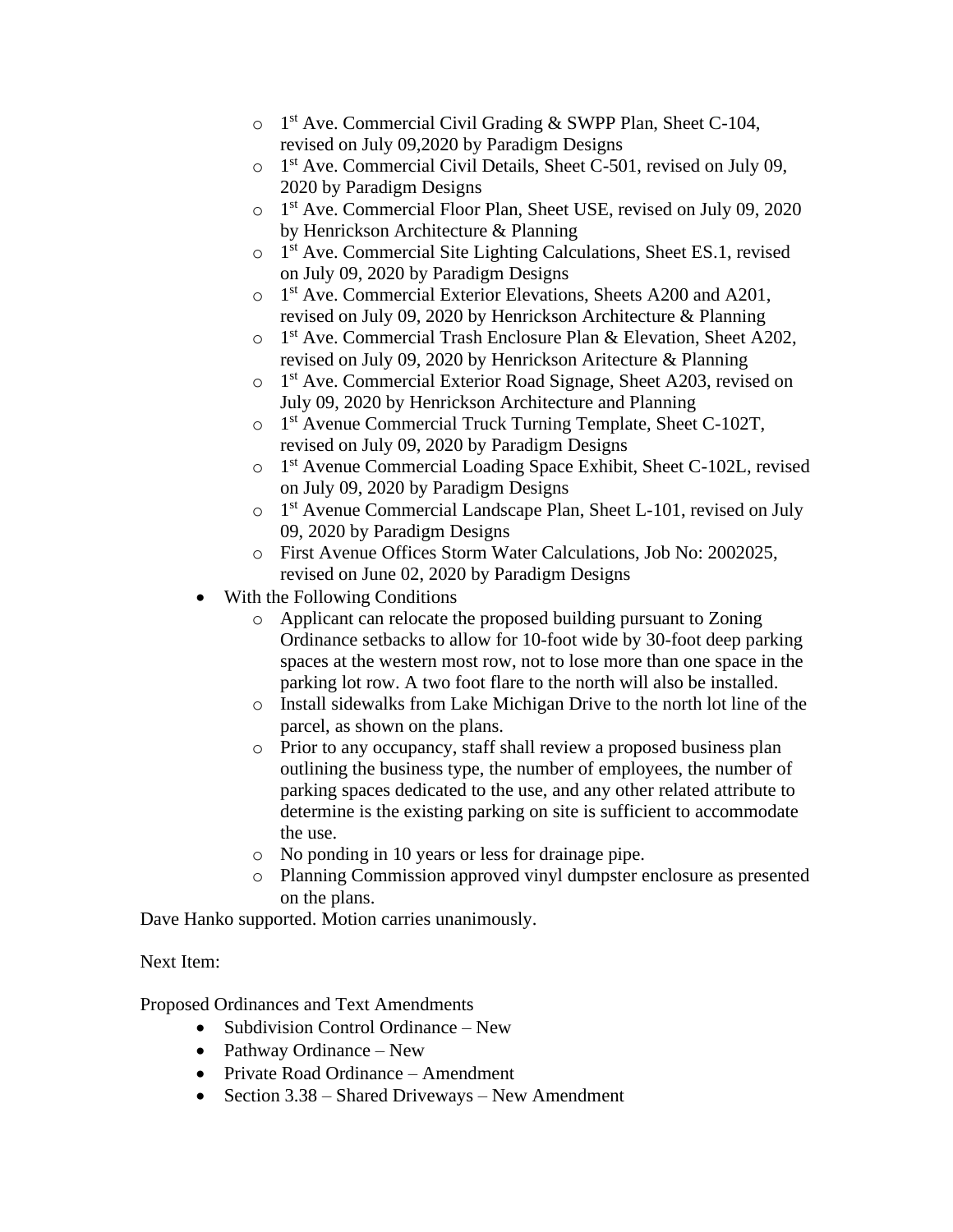- 1st Ave. Commercial Civil Grading & SWPP Plan, Sheet C-104, revised on July 09,2020 by Paradigm Designs
  - 1st Ave. Commercial Civil Details, Sheet C-501, revised on July 09, 2020 by Paradigm Designs
  - 1st Ave. Commercial Floor Plan, Sheet USE, revised on July 09, 2020 by Henrickson Architecture & Planning
  - 1st Ave. Commercial Site Lighting Calculations, Sheet ES.1, revised on July 09, 2020 by Paradigm Designs
  - 1st Ave. Commercial Exterior Elevations, Sheets A200 and A201, revised on July 09, 2020 by Henrickson Architecture & Planning
  - 1st Ave. Commercial Trash Enclosure Plan & Elevation, Sheet A202, revised on July 09, 2020 by Henrickson Aritecture & Planning
  - 1st Ave. Commercial Exterior Road Signage, Sheet A203, revised on July 09, 2020 by Henrickson Architecture and Planning
  - 1st Avenue Commercial Truck Turning Template, Sheet C-102T, revised on July 09, 2020 by Paradigm Designs
  - 1st Avenue Commercial Loading Space Exhibit, Sheet C-102L, revised on July 09, 2020 by Paradigm Designs
  - 1st Avenue Commercial Landscape Plan, Sheet L-101, revised on July 09, 2020 by Paradigm Designs
  - First Avenue Offices Storm Water Calculations, Job No: 2002025, revised on June 02, 2020 by Paradigm Designs
- With the Following Conditions
  - Applicant can relocate the proposed building pursuant to Zoning Ordinance setbacks to allow for 10-foot wide by 30-foot deep parking spaces at the western most row, not to lose more than one space in the parking lot row. A two foot flare to the north will also be installed.
  - Install sidewalks from Lake Michigan Drive to the north lot line of the parcel, as shown on the plans.
  - Prior to any occupancy, staff shall review a proposed business plan outlining the business type, the number of employees, the number of parking spaces dedicated to the use, and any other related attribute to determine is the existing parking on site is sufficient to accommodate the use.
  - No ponding in 10 years or less for drainage pipe.
  - Planning Commission approved vinyl dumpster enclosure as presented on the plans.

Dave Hanko supported. Motion carries unanimously.

Next Item:

Proposed Ordinances and Text Amendments

- Subdivision Control Ordinance – New
- Pathway Ordinance – New
- Private Road Ordinance – Amendment
- Section 3.38 – Shared Driveways – New Amendment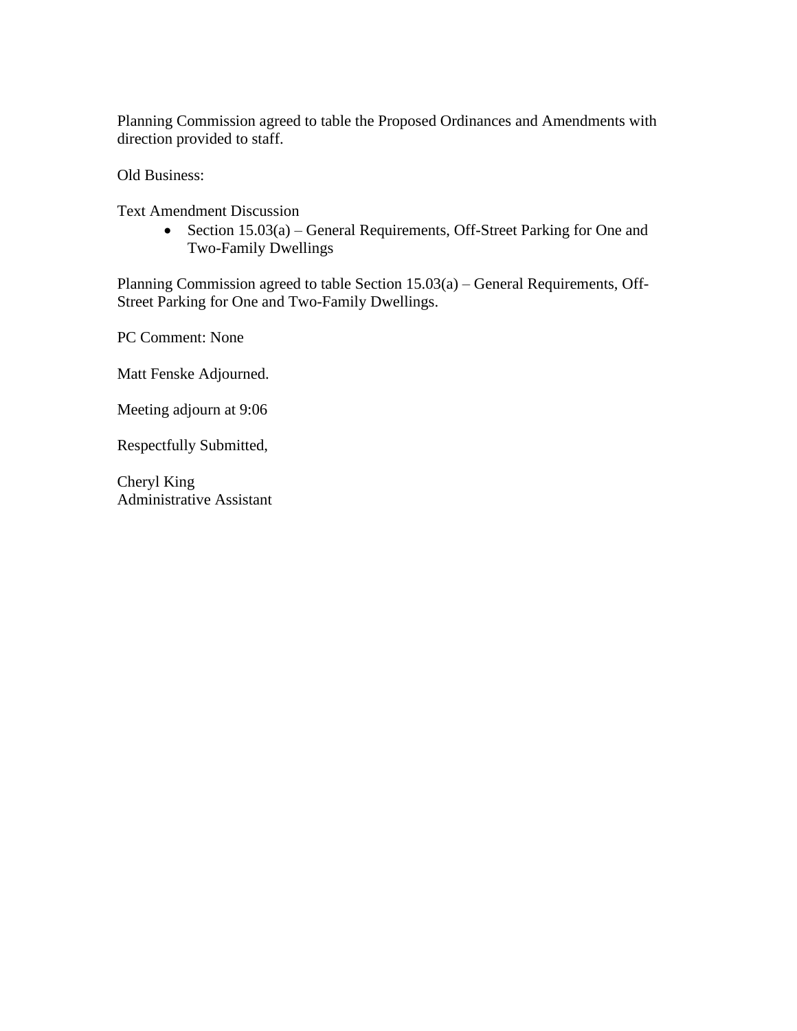Planning Commission agreed to table the Proposed Ordinances and Amendments with direction provided to staff.

Old Business:

Text Amendment Discussion

- Section 15.03(a) – General Requirements, Off-Street Parking for One and Two-Family Dwellings

Planning Commission agreed to table Section 15.03(a) – General Requirements, Off-Street Parking for One and Two-Family Dwellings.

PC Comment: None

Matt Fenske Adjourned.

Meeting adjourn at 9:06

Respectfully Submitted,

Cheryl King
Administrative Assistant